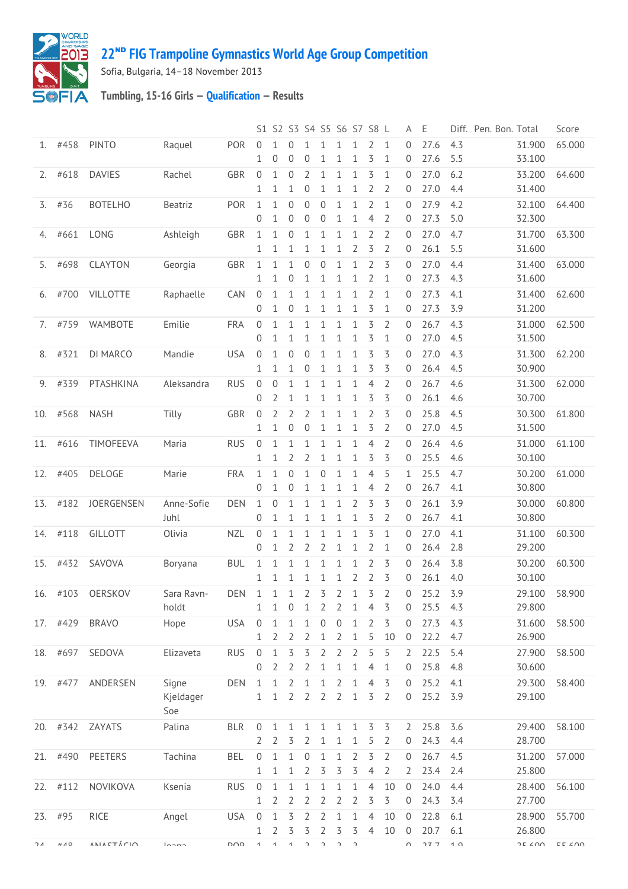# 22ND FIG Trampoline Gymnastics World Age Group Competition

Sofia, Bulgaria, 14–18 November 2013

## Tumbling, 15-16 Girls – Qualification – Results

| | | | | | S1 | S2 | S3 | S4 | S5 | S6 | S7 | S8 | L | A | E | Diff. | Pen. | Bon. | Total | Score |
|---|---|---|---|---|---|---|---|---|---|---|---|---|---|---|---|---|---|---|---|---|
| 1. | #458 | PINTO | Raquel | POR | 0 | 1 | 0 | 1 | 1 | 1 | 1 | 2 | 1 | 0 | 27.6 | 4.3 | | | 31.900 | 65.000 |
| | | | | | 1 | 0 | 0 | 0 | 1 | 1 | 1 | 3 | 1 | 0 | 27.6 | 5.5 | | | 33.100 | |
| 2. | #618 | DAVIES | Rachel | GBR | 0 | 1 | 0 | 2 | 1 | 1 | 1 | 3 | 1 | 0 | 27.0 | 6.2 | | | 33.200 | 64.600 |
| | | | | | 1 | 1 | 1 | 0 | 1 | 1 | 1 | 2 | 2 | 0 | 27.0 | 4.4 | | | 31.400 | |
| 3. | #36 | BOTELHO | Beatriz | POR | 1 | 1 | 0 | 0 | 0 | 1 | 1 | 2 | 1 | 0 | 27.9 | 4.2 | | | 32.100 | 64.400 |
| | | | | | 0 | 1 | 0 | 0 | 0 | 1 | 1 | 4 | 2 | 0 | 27.3 | 5.0 | | | 32.300 | |
| 4. | #661 | LONG | Ashleigh | GBR | 1 | 1 | 0 | 1 | 1 | 1 | 1 | 2 | 2 | 0 | 27.0 | 4.7 | | | 31.700 | 63.300 |
| | | | | | 1 | 1 | 1 | 1 | 1 | 1 | 2 | 3 | 2 | 0 | 26.1 | 5.5 | | | 31.600 | |
| 5. | #698 | CLAYTON | Georgia | GBR | 1 | 1 | 1 | 0 | 0 | 1 | 1 | 2 | 3 | 0 | 27.0 | 4.4 | | | 31.400 | 63.000 |
| | | | | | 1 | 1 | 0 | 1 | 1 | 1 | 1 | 2 | 1 | 0 | 27.3 | 4.3 | | | 31.600 | |
| 6. | #700 | VILLOTTE | Raphaelle | CAN | 0 | 1 | 1 | 1 | 1 | 1 | 1 | 2 | 1 | 0 | 27.3 | 4.1 | | | 31.400 | 62.600 |
| | | | | | 0 | 1 | 0 | 1 | 1 | 1 | 1 | 3 | 1 | 0 | 27.3 | 3.9 | | | 31.200 | |
| 7. | #759 | WAMBOTE | Emilie | FRA | 0 | 1 | 1 | 1 | 1 | 1 | 1 | 3 | 2 | 0 | 26.7 | 4.3 | | | 31.000 | 62.500 |
| | | | | | 0 | 1 | 1 | 1 | 1 | 1 | 1 | 3 | 1 | 0 | 27.0 | 4.5 | | | 31.500 | |
| 8. | #321 | DI MARCO | Mandie | USA | 0 | 1 | 0 | 0 | 1 | 1 | 1 | 3 | 3 | 0 | 27.0 | 4.3 | | | 31.300 | 62.200 |
| | | | | | 1 | 1 | 1 | 0 | 1 | 1 | 1 | 3 | 3 | 0 | 26.4 | 4.5 | | | 30.900 | |
| 9. | #339 | PTASHKINA | Aleksandra | RUS | 0 | 0 | 1 | 1 | 1 | 1 | 1 | 4 | 2 | 0 | 26.7 | 4.6 | | | 31.300 | 62.000 |
| | | | | | 0 | 2 | 1 | 1 | 1 | 1 | 1 | 3 | 3 | 0 | 26.1 | 4.6 | | | 30.700 | |
| 10. | #568 | NASH | Tilly | GBR | 0 | 2 | 2 | 2 | 1 | 1 | 1 | 2 | 3 | 0 | 25.8 | 4.5 | | | 30.300 | 61.800 |
| | | | | | 1 | 1 | 0 | 0 | 1 | 1 | 1 | 3 | 2 | 0 | 27.0 | 4.5 | | | 31.500 | |
| 11. | #616 | TIMOFEEVA | Maria | RUS | 0 | 1 | 1 | 1 | 1 | 1 | 1 | 4 | 2 | 0 | 26.4 | 4.6 | | | 31.000 | 61.100 |
| | | | | | 1 | 1 | 2 | 2 | 1 | 1 | 1 | 3 | 3 | 0 | 25.5 | 4.6 | | | 30.100 | |
| 12. | #405 | DELOGE | Marie | FRA | 1 | 1 | 0 | 1 | 0 | 1 | 1 | 4 | 5 | 1 | 25.5 | 4.7 | | | 30.200 | 61.000 |
| | | | | | 0 | 1 | 0 | 1 | 1 | 1 | 1 | 4 | 2 | 0 | 26.7 | 4.1 | | | 30.800 | |
| 13. | #182 | JOERGENSEN | Anne-Sofie Juhl | DEN | 1 | 0 | 1 | 1 | 1 | 1 | 2 | 3 | 3 | 0 | 26.1 | 3.9 | | | 30.000 | 60.800 |
| | | | | | 0 | 1 | 1 | 1 | 1 | 1 | 1 | 3 | 2 | 0 | 26.7 | 4.1 | | | 30.800 | |
| 14. | #118 | GILLOTT | Olivia | NZL | 0 | 1 | 1 | 1 | 1 | 1 | 1 | 3 | 1 | 0 | 27.0 | 4.1 | | | 31.100 | 60.300 |
| | | | | | 0 | 1 | 2 | 2 | 2 | 1 | 1 | 2 | 1 | 0 | 26.4 | 2.8 | | | 29.200 | |
| 15. | #432 | SAVOVA | Boryana | BUL | 1 | 1 | 1 | 1 | 1 | 1 | 1 | 2 | 3 | 0 | 26.4 | 3.8 | | | 30.200 | 60.300 |
| | | | | | 1 | 1 | 1 | 1 | 1 | 1 | 2 | 2 | 3 | 0 | 26.1 | 4.0 | | | 30.100 | |
| 16. | #103 | OERSKOV | Sara Ravn-holdt | DEN | 1 | 1 | 1 | 2 | 3 | 2 | 1 | 3 | 2 | 0 | 25.2 | 3.9 | | | 29.100 | 58.900 |
| | | | | | 1 | 1 | 0 | 1 | 2 | 2 | 1 | 4 | 3 | 0 | 25.5 | 4.3 | | | 29.800 | |
| 17. | #429 | BRAVO | Hope | USA | 0 | 1 | 1 | 1 | 0 | 0 | 1 | 2 | 3 | 0 | 27.3 | 4.3 | | | 31.600 | 58.500 |
| | | | | | 1 | 2 | 2 | 2 | 1 | 2 | 1 | 5 | 10 | 0 | 22.2 | 4.7 | | | 26.900 | |
| 18. | #697 | SEDOVA | Elizaveta | RUS | 0 | 1 | 3 | 3 | 2 | 2 | 2 | 5 | 5 | 2 | 22.5 | 5.4 | | | 27.900 | 58.500 |
| | | | | | 0 | 2 | 2 | 2 | 1 | 1 | 1 | 4 | 1 | 0 | 25.8 | 4.8 | | | 30.600 | |
| 19. | #477 | ANDERSEN | Signe Kjeldager Soe | DEN | 1 | 1 | 2 | 1 | 1 | 2 | 1 | 4 | 3 | 0 | 25.2 | 4.1 | | | 29.300 | 58.400 |
| | | | | | 1 | 1 | 2 | 2 | 2 | 2 | 1 | 3 | 2 | 0 | 25.2 | 3.9 | | | 29.100 | |
| 20. | #342 | ZAYATS | Palina | BLR | 0 | 1 | 1 | 1 | 1 | 1 | 1 | 3 | 3 | 2 | 25.8 | 3.6 | | | 29.400 | 58.100 |
| | | | | | 2 | 2 | 3 | 2 | 1 | 1 | 1 | 5 | 2 | 0 | 24.3 | 4.4 | | | 28.700 | |
| 21. | #490 | PEETERS | Tachina | BEL | 0 | 1 | 1 | 0 | 1 | 1 | 2 | 3 | 2 | 0 | 26.7 | 4.5 | | | 31.200 | 57.000 |
| | | | | | 1 | 1 | 1 | 2 | 3 | 3 | 3 | 4 | 2 | 2 | 23.4 | 2.4 | | | 25.800 | |
| 22. | #112 | NOVIKOVA | Ksenia | RUS | 0 | 1 | 1 | 1 | 1 | 1 | 1 | 4 | 10 | 0 | 24.0 | 4.4 | | | 28.400 | 56.100 |
| | | | | | 1 | 2 | 2 | 2 | 2 | 2 | 2 | 3 | 3 | 0 | 24.3 | 3.4 | | | 27.700 | |
| 23. | #95 | RICE | Angel | USA | 0 | 1 | 3 | 2 | 2 | 1 | 1 | 4 | 10 | 0 | 22.8 | 6.1 | | | 28.900 | 55.700 |
| | | | | | 1 | 2 | 3 | 3 | 2 | 3 | 3 | 4 | 10 | 0 | 20.7 | 6.1 | | | 26.800 | |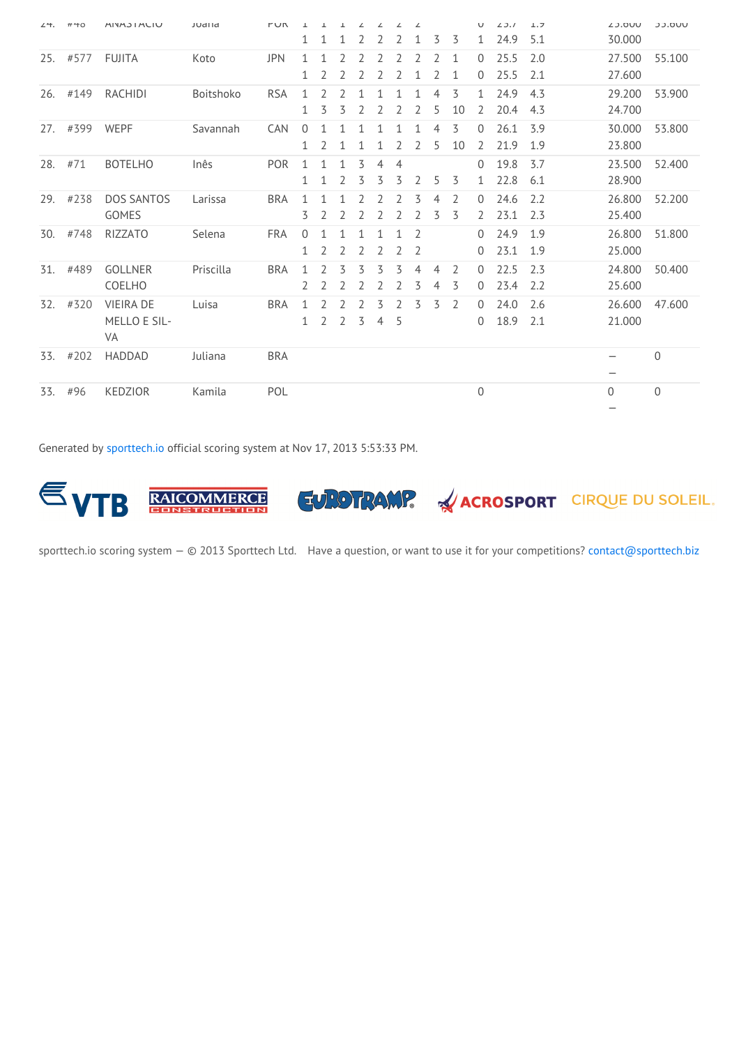| | | | | | | | | | | | | | | | | | | | |
|---|---|---|---|---|---|---|---|---|---|---|---|---|---|---|---|---|---|---|---|
| 24. | #48 | ANASTACIO | Joana | POR | 1 | 1 | 1 | 2 | 2 | 2 | 2 | | | 0 | 25.7 | 1.9 | | 25.600 | 55.600 |
| | | | | | 1 | 1 | 1 | 2 | 2 | 2 | 1 | 3 | 3 | 1 | 24.9 | 5.1 | | 30.000 | |
| 25. | #577 | FUJITA | Koto | JPN | 1 | 1 | 2 | 2 | 2 | 2 | 2 | 2 | 1 | 0 | 25.5 | 2.0 | | 27.500 | 55.100 |
| | | | | | 1 | 2 | 2 | 2 | 2 | 2 | 1 | 2 | 1 | 0 | 25.5 | 2.1 | | 27.600 | |
| 26. | #149 | RACHIDI | Boitshoko | RSA | 1 | 2 | 2 | 1 | 1 | 1 | 1 | 4 | 3 | 1 | 24.9 | 4.3 | | 29.200 | 53.900 |
| | | | | | 1 | 3 | 3 | 2 | 2 | 2 | 2 | 5 | 10 | 2 | 20.4 | 4.3 | | 24.700 | |
| 27. | #399 | WEPF | Savannah | CAN | 0 | 1 | 1 | 1 | 1 | 1 | 1 | 4 | 3 | 0 | 26.1 | 3.9 | | 30.000 | 53.800 |
| | | | | | 1 | 2 | 1 | 1 | 1 | 2 | 2 | 5 | 10 | 2 | 21.9 | 1.9 | | 23.800 | |
| 28. | #71 | BOTELHO | Inês | POR | 1 | 1 | 1 | 3 | 4 | 4 | | | | 0 | 19.8 | 3.7 | | 23.500 | 52.400 |
| | | | | | 1 | 1 | 2 | 3 | 3 | 3 | 2 | 5 | 3 | 1 | 22.8 | 6.1 | | 28.900 | |
| 29. | #238 | DOS SANTOS GOMES | Larissa | BRA | 1 | 1 | 1 | 2 | 2 | 2 | 3 | 4 | 2 | 0 | 24.6 | 2.2 | | 26.800 | 52.200 |
| | | | | | 3 | 2 | 2 | 2 | 2 | 2 | 2 | 3 | 3 | 2 | 23.1 | 2.3 | | 25.400 | |
| 30. | #748 | RIZZATO | Selena | FRA | 0 | 1 | 1 | 1 | 1 | 1 | 2 | | | 0 | 24.9 | 1.9 | | 26.800 | 51.800 |
| | | | | | 1 | 2 | 2 | 2 | 2 | 2 | 2 | | | 0 | 23.1 | 1.9 | | 25.000 | |
| 31. | #489 | GOLLNER COELHO | Priscilla | BRA | 1 | 2 | 3 | 3 | 3 | 3 | 4 | 4 | 2 | 0 | 22.5 | 2.3 | | 24.800 | 50.400 |
| | | | | | 2 | 2 | 2 | 2 | 2 | 2 | 3 | 4 | 3 | 0 | 23.4 | 2.2 | | 25.600 | |
| 32. | #320 | VIEIRA DE MELLO E SIL-VA | Luisa | BRA | 1 | 2 | 2 | 2 | 3 | 2 | 3 | 3 | 2 | 0 | 24.0 | 2.6 | | 26.600 | 47.600 |
| | | | | | 1 | 2 | 2 | 3 | 4 | 5 | | | | 0 | 18.9 | 2.1 | | 21.000 | |
| 33. | #202 | HADDAD | Juliana | BRA | | | | | | | | | | | | | | – | 0 |
| | | | | | | | | | | | | | | | | | | – | |
| 33. | #96 | KEDZIOR | Kamila | POL | | | | | | | | | | 0 | | | | 0 | 0 |
| | | | | | | | | | | | | | | | | | | – | |

Generated by sporttech.io official scoring system at Nov 17, 2013 5:53:33 PM.

VTB RAICOMMERCE CONSTRUCTION EUROTRAMP ACROSPORT CIRQUE DU SOLEIL

sporttech.io scoring system — © 2013 Sporttech Ltd. Have a question, or want to use it for your competitions? contact@sporttech.biz